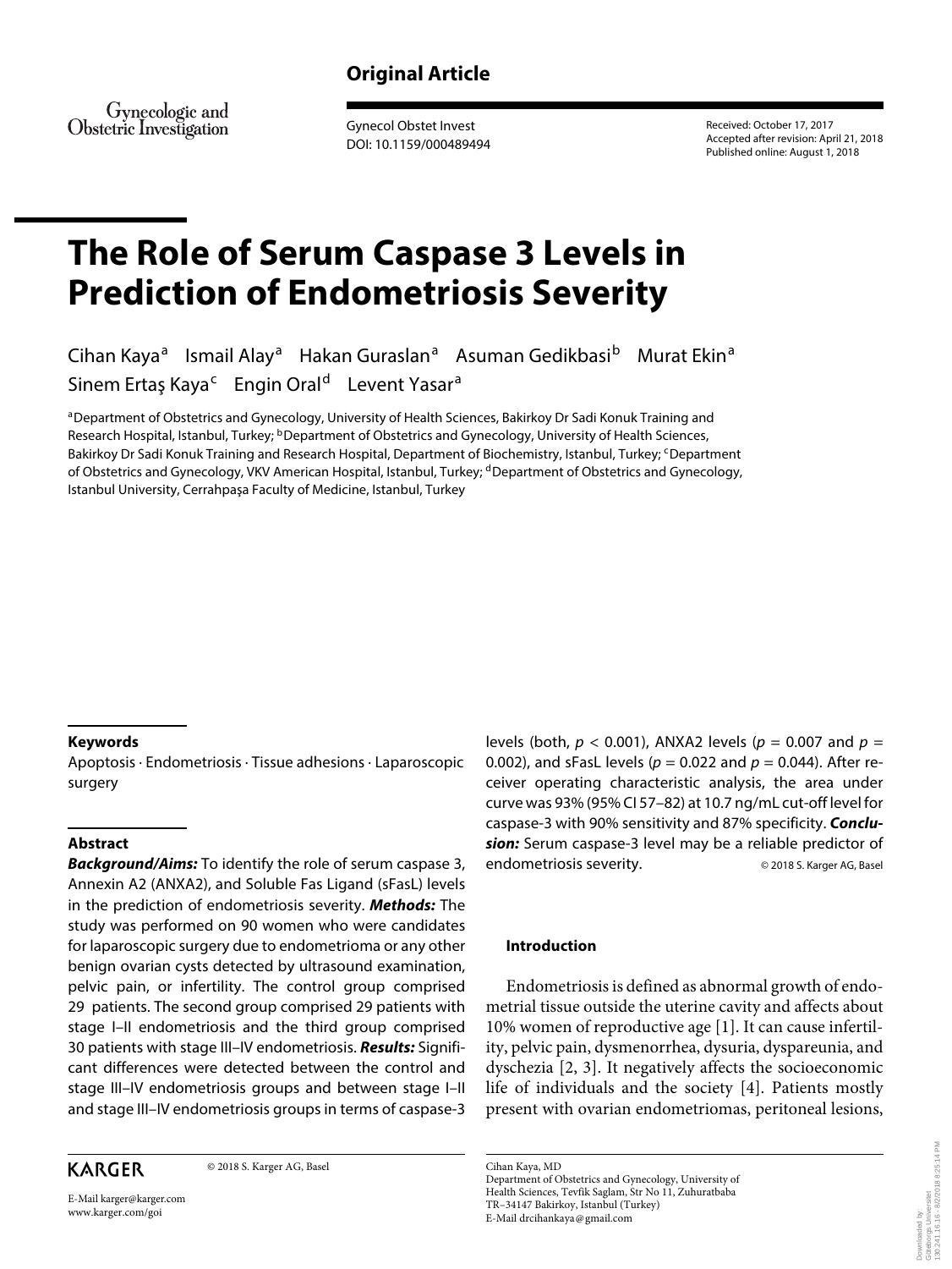**Original Article**

Gynecologic and Obstetric Investigation

Gynecol Obstet Invest
DOI: 10.1159/000489494

Received: October 17, 2017
Accepted after revision: April 21, 2018
Published online: August 1, 2018

# The Role of Serum Caspase 3 Levels in Prediction of Endometriosis Severity

Cihan Kaya[a] Ismail Alay[a] Hakan Guraslan[a] Asuman Gedikbasi[b] Murat Ekin[a] Sinem Ertaş Kaya[c] Engin Oral[d] Levent Yasar[a]

[a]Department of Obstetrics and Gynecology, University of Health Sciences, Bakirkoy Dr Sadi Konuk Training and Research Hospital, Istanbul, Turkey; [b]Department of Obstetrics and Gynecology, University of Health Sciences, Bakirkoy Dr Sadi Konuk Training and Research Hospital, Department of Biochemistry, Istanbul, Turkey; [c]Department of Obstetrics and Gynecology, VKV American Hospital, Istanbul, Turkey; [d]Department of Obstetrics and Gynecology, Istanbul University, Cerrahpaşa Faculty of Medicine, Istanbul, Turkey

### Keywords

Apoptosis · Endometriosis · Tissue adhesions · Laparoscopic surgery

### Abstract

***Background/Aims:*** To identify the role of serum caspase 3, Annexin A2 (ANXA2), and Soluble Fas Ligand (sFasL) levels in the prediction of endometriosis severity. ***Methods:*** The study was performed on 90 women who were candidates for laparoscopic surgery due to endometrioma or any other benign ovarian cysts detected by ultrasound examination, pelvic pain, or infertility. The control group comprised 29 patients. The second group comprised 29 patients with stage I–II endometriosis and the third group comprised 30 patients with stage III–IV endometriosis. ***Results:*** Significant differences were detected between the control and stage III–IV endometriosis groups and between stage I–II and stage III–IV endometriosis groups in terms of caspase-3 levels (both, $p < 0.001$), ANXA2 levels ($p = 0.007$ and $p = 0.002$), and sFasL levels ($p = 0.022$ and $p = 0.044$). After receiver operating characteristic analysis, the area under curve was 93% (95% CI 57–82) at 10.7 ng/mL cut-off level for caspase-3 with 90% sensitivity and 87% specificity. ***Conclusion:*** Serum caspase-3 level may be a reliable predictor of endometriosis severity.

© 2018 S. Karger AG, Basel

### Introduction

Endometriosis is defined as abnormal growth of endometrial tissue outside the uterine cavity and affects about 10% women of reproductive age [1]. It can cause infertility, pelvic pain, dysmenorrhea, dysuria, dyspareunia, and dyschezia [2, 3]. It negatively affects the socioeconomic life of individuals and the society [4]. Patients mostly present with ovarian endometriomas, peritoneal lesions,

KARGER © 2018 S. Karger AG, Basel

E-Mail karger@karger.com
www.karger.com/goi

Cihan Kaya, MD
Department of Obstetrics and Gynecology, University of Health Sciences, Tevfik Saglam, Str No 11, Zuhuratbaba
TR–34147 Bakirkoy, Istanbul (Turkey)
E-Mail drcihankaya@gmail.com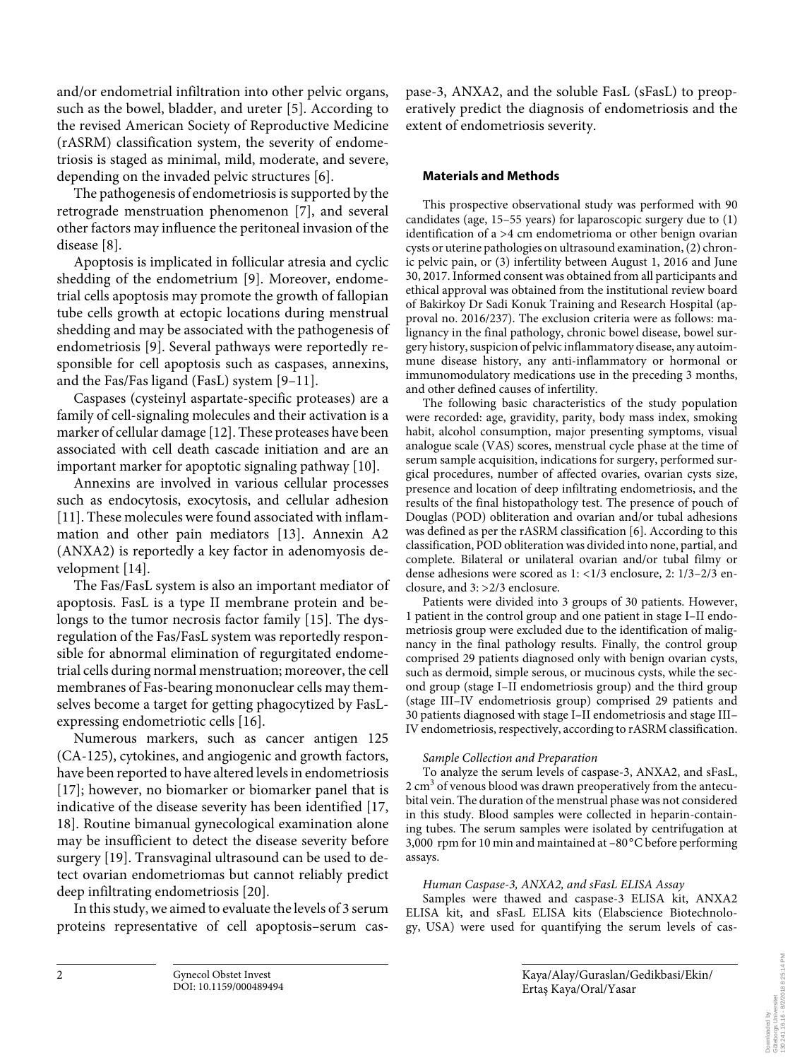and/or endometrial infiltration into other pelvic organs, such as the bowel, bladder, and ureter [5]. According to the revised American Society of Reproductive Medicine (rASRM) classification system, the severity of endometriosis is staged as minimal, mild, moderate, and severe, depending on the invaded pelvic structures [6].

The pathogenesis of endometriosis is supported by the retrograde menstruation phenomenon [7], and several other factors may influence the peritoneal invasion of the disease [8].

Apoptosis is implicated in follicular atresia and cyclic shedding of the endometrium [9]. Moreover, endometrial cells apoptosis may promote the growth of fallopian tube cells growth at ectopic locations during menstrual shedding and may be associated with the pathogenesis of endometriosis [9]. Several pathways were reportedly responsible for cell apoptosis such as caspases, annexins, and the Fas/Fas ligand (FasL) system [9–11].

Caspases (cysteinyl aspartate-specific proteases) are a family of cell-signaling molecules and their activation is a marker of cellular damage [12]. These proteases have been associated with cell death cascade initiation and are an important marker for apoptotic signaling pathway [10].

Annexins are involved in various cellular processes such as endocytosis, exocytosis, and cellular adhesion [11]. These molecules were found associated with inflammation and other pain mediators [13]. Annexin A2 (ANXA2) is reportedly a key factor in adenomyosis development [14].

The Fas/FasL system is also an important mediator of apoptosis. FasL is a type II membrane protein and belongs to the tumor necrosis factor family [15]. The dysregulation of the Fas/FasL system was reportedly responsible for abnormal elimination of regurgitated endometrial cells during normal menstruation; moreover, the cell membranes of Fas-bearing mononuclear cells may themselves become a target for getting phagocytized by FasL-expressing endometriotic cells [16].

Numerous markers, such as cancer antigen 125 (CA-125), cytokines, and angiogenic and growth factors, have been reported to have altered levels in endometriosis [17]; however, no biomarker or biomarker panel that is indicative of the disease severity has been identified [17, 18]. Routine bimanual gynecological examination alone may be insufficient to detect the disease severity before surgery [19]. Transvaginal ultrasound can be used to detect ovarian endometriomas but cannot reliably predict deep infiltrating endometriosis [20].

In this study, we aimed to evaluate the levels of 3 serum proteins representative of cell apoptosis–serum caspase-3, ANXA2, and the soluble FasL (sFasL) to preoperatively predict the diagnosis of endometriosis and the extent of endometriosis severity.

## Materials and Methods

This prospective observational study was performed with 90 candidates (age, 15–55 years) for laparoscopic surgery due to (1) identification of a >4 cm endometrioma or other benign ovarian cysts or uterine pathologies on ultrasound examination, (2) chronic pelvic pain, or (3) infertility between August 1, 2016 and June 30, 2017. Informed consent was obtained from all participants and ethical approval was obtained from the institutional review board of Bakirkoy Dr Sadi Konuk Training and Research Hospital (approval no. 2016/237). The exclusion criteria were as follows: malignancy in the final pathology, chronic bowel disease, bowel surgery history, suspicion of pelvic inflammatory disease, any autoimmune disease history, any anti-inflammatory or hormonal or immunomodulatory medications use in the preceding 3 months, and other defined causes of infertility.

The following basic characteristics of the study population were recorded: age, gravidity, parity, body mass index, smoking habit, alcohol consumption, major presenting symptoms, visual analogue scale (VAS) scores, menstrual cycle phase at the time of serum sample acquisition, indications for surgery, performed surgical procedures, number of affected ovaries, ovarian cysts size, presence and location of deep infiltrating endometriosis, and the results of the final histopathology test. The presence of pouch of Douglas (POD) obliteration and ovarian and/or tubal adhesions was defined as per the rASRM classification [6]. According to this classification, POD obliteration was divided into none, partial, and complete. Bilateral or unilateral ovarian and/or tubal filmy or dense adhesions were scored as 1: <1/3 enclosure, 2: 1/3–2/3 enclosure, and 3: >2/3 enclosure.

Patients were divided into 3 groups of 30 patients. However, 1 patient in the control group and one patient in stage I–II endometriosis group were excluded due to the identification of malignancy in the final pathology results. Finally, the control group comprised 29 patients diagnosed only with benign ovarian cysts, such as dermoid, simple serous, or mucinous cysts, while the second group (stage I–II endometriosis group) and the third group (stage III–IV endometriosis group) comprised 29 patients and 30 patients diagnosed with stage I–II endometriosis and stage III–IV endometriosis, respectively, according to rASRM classification.

### *Sample Collection and Preparation*

To analyze the serum levels of caspase-3, ANXA2, and sFasL, 2 $cm^3$ of venous blood was drawn preoperatively from the antecubital vein. The duration of the menstrual phase was not considered in this study. Blood samples were collected in heparin-containing tubes. The serum samples were isolated by centrifugation at 3,000 rpm for 10 min and maintained at –80 °C before performing assays.

### *Human Caspase-3, ANXA2, and sFasL ELISA Assay*

Samples were thawed and caspase-3 ELISA kit, ANXA2 ELISA kit, and sFasL ELISA kits (Elabscience Biotechnology, USA) were used for quantifying the serum levels of cas-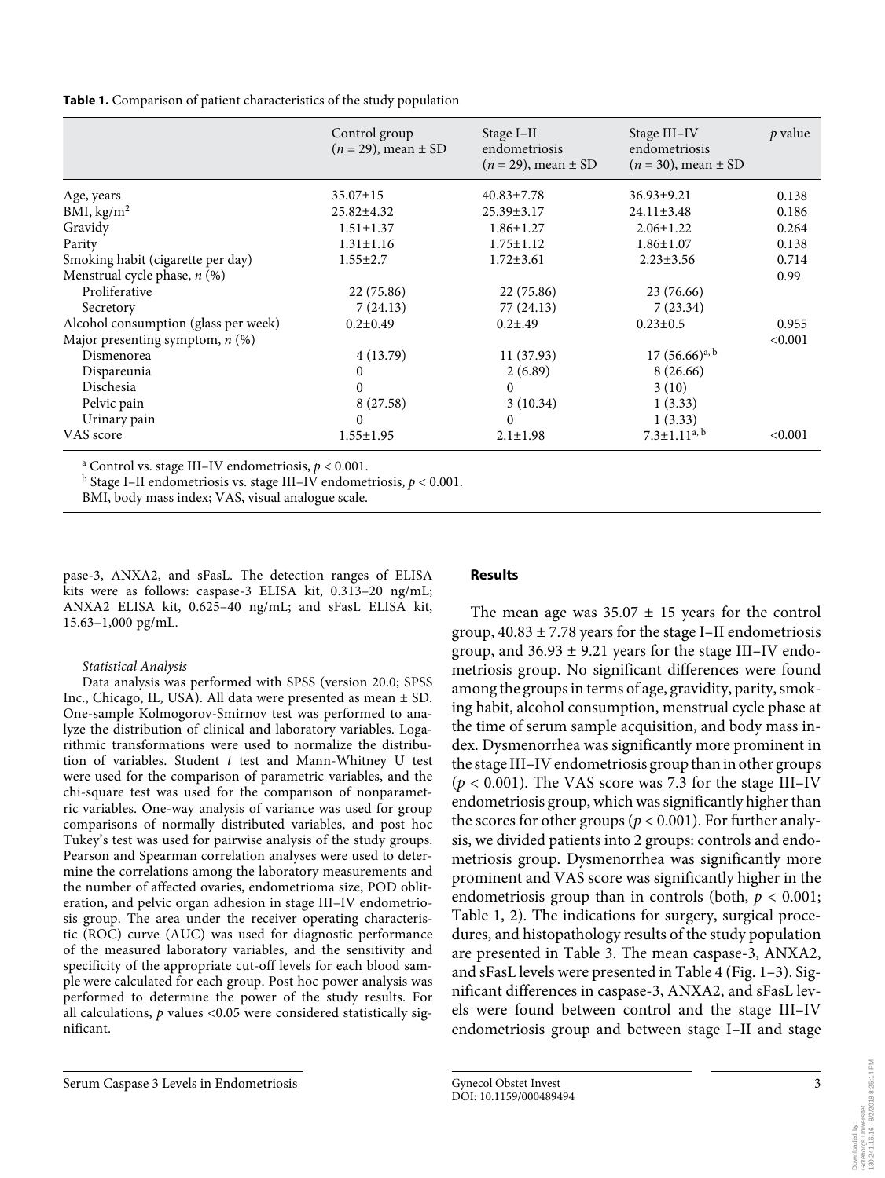**Table 1.** Comparison of patient characteristics of the study population

| | Control group ($n$ = 29), mean ± SD | Stage I–II endometriosis ($n$ = 29), mean ± SD | Stage III–IV endometriosis ($n$ = 30), mean ± SD | $p$ value |
|---|---|---|---|---|
| Age, years | 35.07±15 | 40.83±7.78 | 36.93±9.21 | 0.138 |
| BMI, kg/m$^2$ | 25.82±4.32 | 25.39±3.17 | 24.11±3.48 | 0.186 |
| Gravidy | 1.51±1.37 | 1.86±1.27 | 2.06±1.22 | 0.264 |
| Parity | 1.31±1.16 | 1.75±1.12 | 1.86±1.07 | 0.138 |
| Smoking habit (cigarette per day) | 1.55±2.7 | 1.72±3.61 | 2.23±3.56 | 0.714 |
| Menstrual cycle phase, $n$ (%) | | | | 0.99 |
| Proliferative | 22 (75.86) | 22 (75.86) | 23 (76.66) | |
| Secretory | 7 (24.13) | 77 (24.13) | 7 (23.34) | |
| Alcohol consumption (glass per week) | 0.2±0.49 | 0.2±.49 | 0.23±0.5 | 0.955 |
| Major presenting symptom, $n$ (%) | | | | <0.001 |
| Dismenorea | 4 (13.79) | 11 (37.93) | 17 (56.66)[a, b] | |
| Dispareunia | 0 | 2 (6.89) | 8 (26.66) | |
| Dischesia | 0 | 0 | 3 (10) | |
| Pelvic pain | 8 (27.58) | 3 (10.34) | 1 (3.33) | |
| Urinary pain | 0 | 0 | 1 (3.33) | |
| VAS score | 1.55±1.95 | 2.1±1.98 | 7.3±1.11[a, b] | <0.001 |

[a] Control vs. stage III–IV endometriosis, $p < 0.001$.
[b] Stage I–II endometriosis vs. stage III–IV endometriosis, $p < 0.001$.
BMI, body mass index; VAS, visual analogue scale.

pase-3, ANXA2, and sFasL. The detection ranges of ELISA kits were as follows: caspase-3 ELISA kit, 0.313–20 ng/mL; ANXA2 ELISA kit, 0.625–40 ng/mL; and sFasL ELISA kit, 15.63–1,000 pg/mL.

*Statistical Analysis*

Data analysis was performed with SPSS (version 20.0; SPSS Inc., Chicago, IL, USA). All data were presented as mean ± SD. One-sample Kolmogorov-Smirnov test was performed to analyze the distribution of clinical and laboratory variables. Logarithmic transformations were used to normalize the distribution of variables. Student $t$ test and Mann-Whitney U test were used for the comparison of parametric variables, and the chi-square test was used for the comparison of nonparametric variables. One-way analysis of variance was used for group comparisons of normally distributed variables, and post hoc Tukey's test was used for pairwise analysis of the study groups. Pearson and Spearman correlation analyses were used to determine the correlations among the laboratory measurements and the number of affected ovaries, endometrioma size, POD obliteration, and pelvic organ adhesion in stage III–IV endometriosis group. The area under the receiver operating characteristic (ROC) curve (AUC) was used for diagnostic performance of the measured laboratory variables, and the sensitivity and specificity of the appropriate cut-off levels for each blood sample were calculated for each group. Post hoc power analysis was performed to determine the power of the study results. For all calculations, $p$ values <0.05 were considered statistically significant.

## Results

The mean age was 35.07 ± 15 years for the control group, 40.83 ± 7.78 years for the stage I–II endometriosis group, and 36.93 ± 9.21 years for the stage III–IV endometriosis group. No significant differences were found among the groups in terms of age, gravidity, parity, smoking habit, alcohol consumption, menstrual cycle phase at the time of serum sample acquisition, and body mass index. Dysmenorrhea was significantly more prominent in the stage III–IV endometriosis group than in other groups ($p < 0.001$). The VAS score was 7.3 for the stage III–IV endometriosis group, which was significantly higher than the scores for other groups ($p < 0.001$). For further analysis, we divided patients into 2 groups: controls and endometriosis group. Dysmenorrhea was significantly more prominent and VAS score was significantly higher in the endometriosis group than in controls (both, $p < 0.001$; Table 1, 2). The indications for surgery, surgical procedures, and histopathology results of the study population are presented in Table 3. The mean caspase-3, ANXA2, and sFasL levels were presented in Table 4 (Fig. 1–3). Significant differences in caspase-3, ANXA2, and sFasL levels were found between control and the stage III–IV endometriosis group and between stage I–II and stage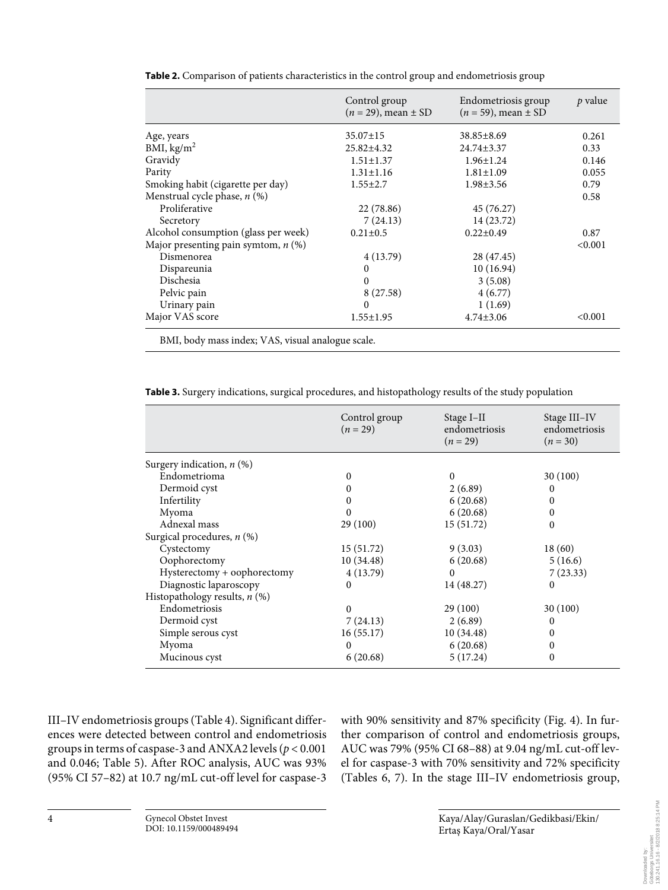**Table 2.** Comparison of patients characteristics in the control group and endometriosis group

| | Control group ($n = 29$), mean ± SD | Endometriosis group ($n = 59$), mean ± SD | *p* value |
|---|---|---|---|
| Age, years | 35.07±15 | 38.85±8.69 | 0.261 |
| BMI, kg/m$^2$ | 25.82±4.32 | 24.74±3.37 | 0.33 |
| Gravidy | 1.51±1.37 | 1.96±1.24 | 0.146 |
| Parity | 1.31±1.16 | 1.81±1.09 | 0.055 |
| Smoking habit (cigarette per day) | 1.55±2.7 | 1.98±3.56 | 0.79 |
| Menstrual cycle phase, *n* (%) | | | 0.58 |
| Proliferative | 22 (78.86) | 45 (76.27) | |
| Secretory | 7 (24.13) | 14 (23.72) | |
| Alcohol consumption (glass per week) | 0.21±0.5 | 0.22±0.49 | 0.87 |
| Major presenting pain symtom, *n* (%) | | | <0.001 |
| Dismenorea | 4 (13.79) | 28 (47.45) | |
| Dispareunia | 0 | 10 (16.94) | |
| Dischesia | 0 | 3 (5.08) | |
| Pelvic pain | 8 (27.58) | 4 (6.77) | |
| Urinary pain | 0 | 1 (1.69) | |
| Major VAS score | 1.55±1.95 | 4.74±3.06 | <0.001 |

BMI, body mass index; VAS, visual analogue scale.

**Table 3.** Surgery indications, surgical procedures, and histopathology results of the study population

| | Control group ($n = 29$) | Stage I–II endometriosis ($n = 29$) | Stage III–IV endometriosis ($n = 30$) |
|---|---|---|---|
| Surgery indication, *n* (%) | | | |
| Endometrioma | 0 | 0 | 30 (100) |
| Dermoid cyst | 0 | 2 (6.89) | 0 |
| Infertility | 0 | 6 (20.68) | 0 |
| Myoma | 0 | 6 (20.68) | 0 |
| Adnexal mass | 29 (100) | 15 (51.72) | 0 |
| Surgical procedures, *n* (%) | | | |
| Cystectomy | 15 (51.72) | 9 (3.03) | 18 (60) |
| Oophorectomy | 10 (34.48) | 6 (20.68) | 5 (16.6) |
| Hysterectomy + oophorectomy | 4 (13.79) | 0 | 7 (23.33) |
| Diagnostic laparoscopy | 0 | 14 (48.27) | 0 |
| Histopathology results, *n* (%) | | | |
| Endometriosis | 0 | 29 (100) | 30 (100) |
| Dermoid cyst | 7 (24.13) | 2 (6.89) | 0 |
| Simple serous cyst | 16 (55.17) | 10 (34.48) | 0 |
| Myoma | 0 | 6 (20.68) | 0 |
| Mucinous cyst | 6 (20.68) | 5 (17.24) | 0 |

III–IV endometriosis groups (Table 4). Significant differences were detected between control and endometriosis groups in terms of caspase-3 and ANXA2 levels ($p < 0.001$ and 0.046; Table 5). After ROC analysis, AUC was 93% (95% CI 57–82) at 10.7 ng/mL cut-off level for caspase-3 with 90% sensitivity and 87% specificity (Fig. 4). In further comparison of control and endometriosis groups, AUC was 79% (95% CI 68–88) at 9.04 ng/mL cut-off level for caspase-3 with 70% sensitivity and 72% specificity (Tables 6, 7). In the stage III–IV endometriosis group,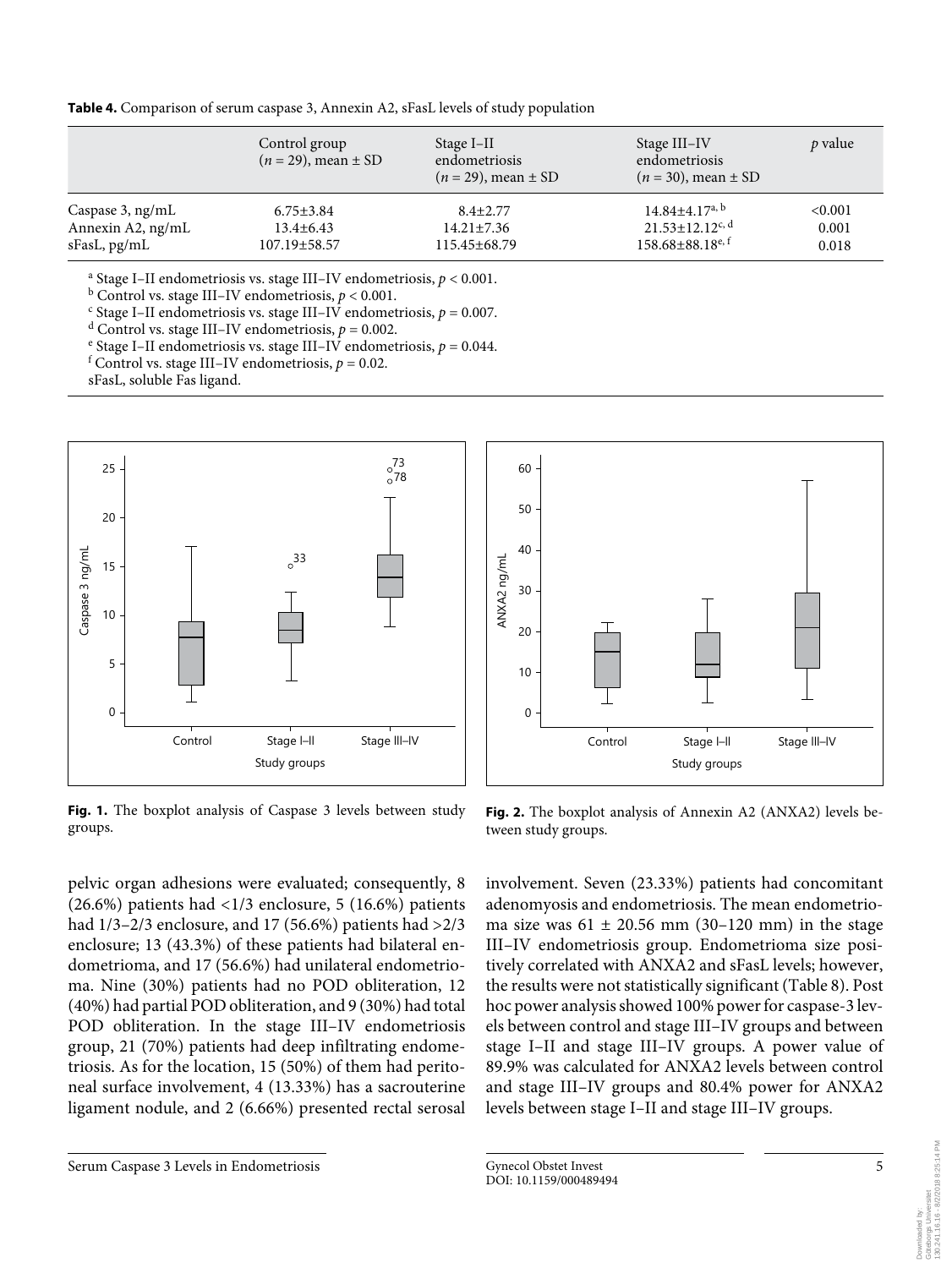**Table 4.** Comparison of serum caspase 3, Annexin A2, sFasL levels of study population

| | Control group ($n$ = 29), mean ± SD | Stage I–II endometriosis ($n$ = 29), mean ± SD | Stage III–IV endometriosis ($n$ = 30), mean ± SD | $p$ value |
|---|---|---|---|---|
| Caspase 3, ng/mL | 6.75±3.84 | 8.4±2.77 | 14.84±4.17[a, b] | <0.001 |
| Annexin A2, ng/mL | 13.4±6.43 | 14.21±7.36 | 21.53±12.12[c, d] | 0.001 |
| sFasL, pg/mL | 107.19±58.57 | 115.45±68.79 | 158.68±88.18[e, f] | 0.018 |

[a] Stage I–II endometriosis vs. stage III–IV endometriosis, $p < 0.001$.
[b] Control vs. stage III–IV endometriosis, $p < 0.001$.
[c] Stage I–II endometriosis vs. stage III–IV endometriosis, $p = 0.007$.
[d] Control vs. stage III–IV endometriosis, $p = 0.002$.
[e] Stage I–II endometriosis vs. stage III–IV endometriosis, $p = 0.044$.
[f] Control vs. stage III–IV endometriosis, $p = 0.02$.
sFasL, soluble Fas ligand.

**Fig. 1.** The boxplot analysis of Caspase 3 levels between study groups.

**Fig. 2.** The boxplot analysis of Annexin A2 (ANXA2) levels between study groups.

pelvic organ adhesions were evaluated; consequently, 8 (26.6%) patients had <1/3 enclosure, 5 (16.6%) patients had 1/3–2/3 enclosure, and 17 (56.6%) patients had >2/3 enclosure; 13 (43.3%) of these patients had bilateral endometrioma, and 17 (56.6%) had unilateral endometrioma. Nine (30%) patients had no POD obliteration, 12 (40%) had partial POD obliteration, and 9 (30%) had total POD obliteration. In the stage III–IV endometriosis group, 21 (70%) patients had deep infiltrating endometriosis. As for the location, 15 (50%) of them had peritoneal surface involvement, 4 (13.33%) has a sacrouterine ligament nodule, and 2 (6.66%) presented rectal serosal involvement. Seven (23.33%) patients had concomitant adenomyosis and endometriosis. The mean endometrioma size was 61 ± 20.56 mm (30–120 mm) in the stage III–IV endometriosis group. Endometrioma size positively correlated with ANXA2 and sFasL levels; however, the results were not statistically significant (Table 8). Post hoc power analysis showed 100% power for caspase-3 levels between control and stage III–IV groups and between stage I–II and stage III–IV groups. A power value of 89.9% was calculated for ANXA2 levels between control and stage III–IV groups and 80.4% power for ANXA2 levels between stage I–II and stage III–IV groups.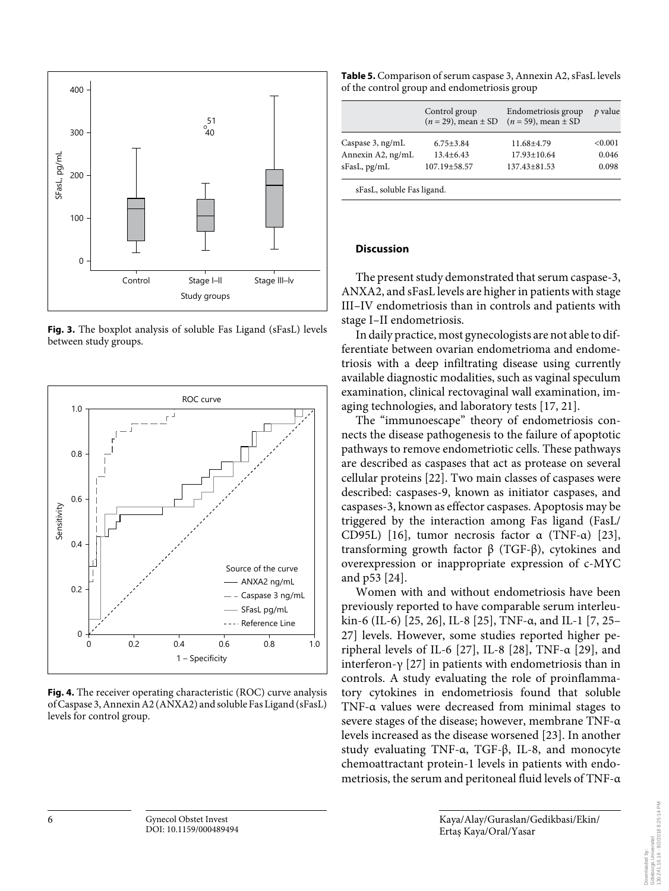Fig. 3. The boxplot analysis of soluble Fas Ligand (sFasL) levels between study groups.

Fig. 4. The receiver operating characteristic (ROC) curve analysis of Caspase 3, Annexin A2 (ANXA2) and soluble Fas Ligand (sFasL) levels for control group.

**Table 5.** Comparison of serum caspase 3, Annexin A2, sFasL levels of the control group and endometriosis group

| | Control group ($n$ = 29), mean ± SD | Endometriosis group ($n$ = 59), mean ± SD | $p$ value |
|---|---|---|---|
| Caspase 3, ng/mL | 6.75±3.84 | 11.68±4.79 | <0.001 |
| Annexin A2, ng/mL | 13.4±6.43 | 17.93±10.64 | 0.046 |
| sFasL, pg/mL | 107.19±58.57 | 137.43±81.53 | 0.098 |

sFasL, soluble Fas ligand.

## Discussion

The present study demonstrated that serum caspase-3, ANXA2, and sFasL levels are higher in patients with stage III–IV endometriosis than in controls and patients with stage I–II endometriosis.

In daily practice, most gynecologists are not able to differentiate between ovarian endometrioma and endometriosis with a deep infiltrating disease using currently available diagnostic modalities, such as vaginal speculum examination, clinical rectovaginal wall examination, imaging technologies, and laboratory tests [17, 21].

The "immunoescape" theory of endometriosis connects the disease pathogenesis to the failure of apoptotic pathways to remove endometriotic cells. These pathways are described as caspases that act as protease on several cellular proteins [22]. Two main classes of caspases were described: caspases-9, known as initiator caspases, and caspases-3, known as effector caspases. Apoptosis may be triggered by the interaction among Fas ligand (FasL/CD95L) [16], tumor necrosis factor α (TNF-α) [23], transforming growth factor β (TGF-β), cytokines and overexpression or inappropriate expression of c-MYC and p53 [24].

Women with and without endometriosis have been previously reported to have comparable serum interleukin-6 (IL-6) [25, 26], IL-8 [25], TNF-α, and IL-1 [7, 25–27] levels. However, some studies reported higher peripheral levels of IL-6 [27], IL-8 [28], TNF-α [29], and interferon-γ [27] in patients with endometriosis than in controls. A study evaluating the role of proinflammatory cytokines in endometriosis found that soluble TNF-α values were decreased from minimal stages to severe stages of the disease; however, membrane TNF-α levels increased as the disease worsened [23]. In another study evaluating TNF-α, TGF-β, IL-8, and monocyte chemoattractant protein-1 levels in patients with endometriosis, the serum and peritoneal fluid levels of TNF-α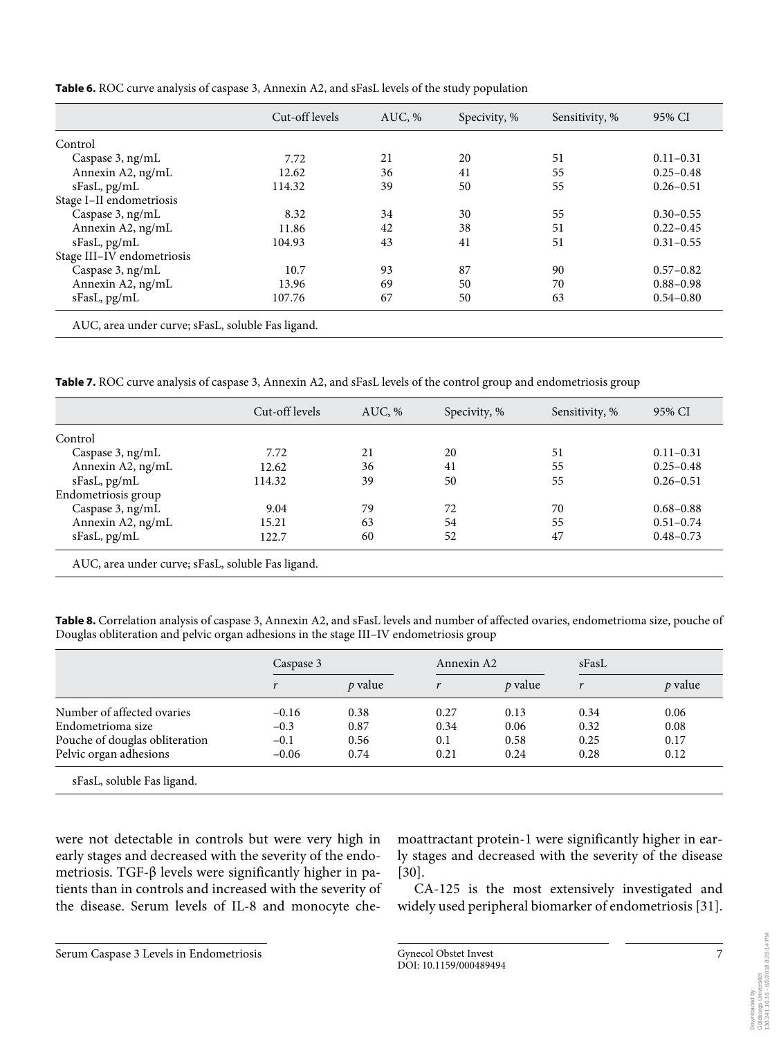**Table 6.** ROC curve analysis of caspase 3, Annexin A2, and sFasL levels of the study population

| | Cut-off levels | AUC, % | Specivity, % | Sensitivity, % | 95% CI |
|---|---|---|---|---|---|
| Control | | | | | |
| Caspase 3, ng/mL | 7.72 | 21 | 20 | 51 | 0.11–0.31 |
| Annexin A2, ng/mL | 12.62 | 36 | 41 | 55 | 0.25–0.48 |
| sFasL, pg/mL | 114.32 | 39 | 50 | 55 | 0.26–0.51 |
| Stage I–II endometriosis | | | | | |
| Caspase 3, ng/mL | 8.32 | 34 | 30 | 55 | 0.30–0.55 |
| Annexin A2, ng/mL | 11.86 | 42 | 38 | 51 | 0.22–0.45 |
| sFasL, pg/mL | 104.93 | 43 | 41 | 51 | 0.31–0.55 |
| Stage III–IV endometriosis | | | | | |
| Caspase 3, ng/mL | 10.7 | 93 | 87 | 90 | 0.57–0.82 |
| Annexin A2, ng/mL | 13.96 | 69 | 50 | 70 | 0.88–0.98 |
| sFasL, pg/mL | 107.76 | 67 | 50 | 63 | 0.54–0.80 |

AUC, area under curve; sFasL, soluble Fas ligand.

**Table 7.** ROC curve analysis of caspase 3, Annexin A2, and sFasL levels of the control group and endometriosis group

| | Cut-off levels | AUC, % | Specivity, % | Sensitivity, % | 95% CI |
|---|---|---|---|---|---|
| Control | | | | | |
| Caspase 3, ng/mL | 7.72 | 21 | 20 | 51 | 0.11–0.31 |
| Annexin A2, ng/mL | 12.62 | 36 | 41 | 55 | 0.25–0.48 |
| sFasL, pg/mL | 114.32 | 39 | 50 | 55 | 0.26–0.51 |
| Endometriosis group | | | | | |
| Caspase 3, ng/mL | 9.04 | 79 | 72 | 70 | 0.68–0.88 |
| Annexin A2, ng/mL | 15.21 | 63 | 54 | 55 | 0.51–0.74 |
| sFasL, pg/mL | 122.7 | 60 | 52 | 47 | 0.48–0.73 |

AUC, area under curve; sFasL, soluble Fas ligand.

**Table 8.** Correlation analysis of caspase 3, Annexin A2, and sFasL levels and number of affected ovaries, endometrioma size, pouche of Douglas obliteration and pelvic organ adhesions in the stage III–IV endometriosis group

| | Caspase 3 | | Annexin A2 | | sFasL | |
|---|---|---|---|---|---|---|
| | *r* | *p* value | *r* | *p* value | *r* | *p* value |
| Number of affected ovaries | –0.16 | 0.38 | 0.27 | 0.13 | 0.34 | 0.06 |
| Endometrioma size | –0.3 | 0.87 | 0.34 | 0.06 | 0.32 | 0.08 |
| Pouche of douglas obliteration | –0.1 | 0.56 | 0.1 | 0.58 | 0.25 | 0.17 |
| Pelvic organ adhesions | –0.06 | 0.74 | 0.21 | 0.24 | 0.28 | 0.12 |

sFasL, soluble Fas ligand.

were not detectable in controls but were very high in early stages and decreased with the severity of the endometriosis. TGF-β levels were significantly higher in patients than in controls and increased with the severity of the disease. Serum levels of IL-8 and monocyte chemoattractant protein-1 were significantly higher in early stages and decreased with the severity of the disease [30].

CA-125 is the most extensively investigated and widely used peripheral biomarker of endometriosis [31].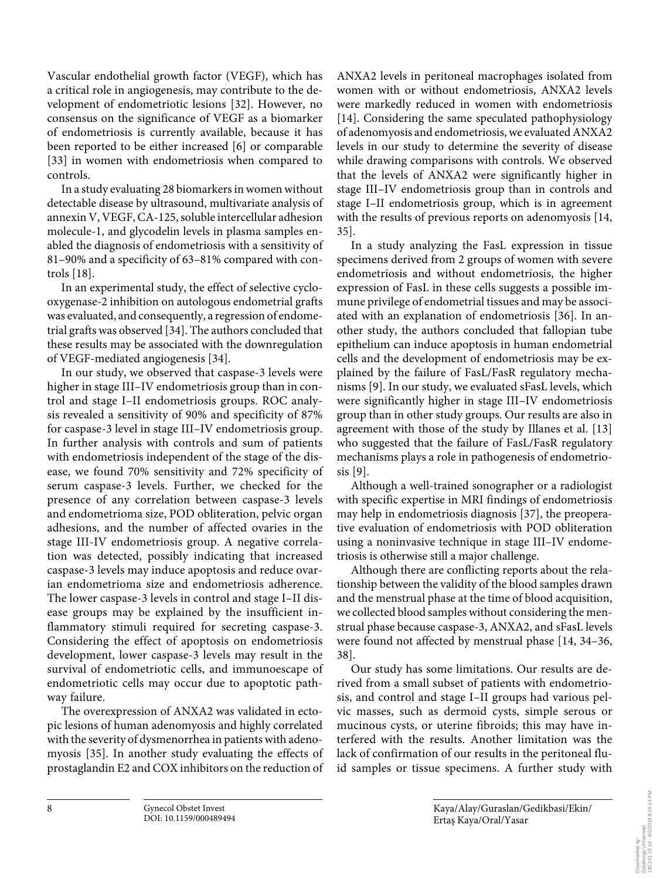Vascular endothelial growth factor (VEGF), which has a critical role in angiogenesis, may contribute to the development of endometriotic lesions [32]. However, no consensus on the significance of VEGF as a biomarker of endometriosis is currently available, because it has been reported to be either increased [6] or comparable [33] in women with endometriosis when compared to controls.

In a study evaluating 28 biomarkers in women without detectable disease by ultrasound, multivariate analysis of annexin V, VEGF, CA-125, soluble intercellular adhesion molecule-1, and glycodelin levels in plasma samples enabled the diagnosis of endometriosis with a sensitivity of 81–90% and a specificity of 63–81% compared with controls [18].

In an experimental study, the effect of selective cyclooxygenase-2 inhibition on autologous endometrial grafts was evaluated, and consequently, a regression of endometrial grafts was observed [34]. The authors concluded that these results may be associated with the downregulation of VEGF-mediated angiogenesis [34].

In our study, we observed that caspase-3 levels were higher in stage III–IV endometriosis group than in control and stage I–II endometriosis groups. ROC analysis revealed a sensitivity of 90% and specificity of 87% for caspase-3 level in stage III–IV endometriosis group. In further analysis with controls and sum of patients with endometriosis independent of the stage of the disease, we found 70% sensitivity and 72% specificity of serum caspase-3 levels. Further, we checked for the presence of any correlation between caspase-3 levels and endometrioma size, POD obliteration, pelvic organ adhesions, and the number of affected ovaries in the stage III-IV endometriosis group. A negative correlation was detected, possibly indicating that increased caspase-3 levels may induce apoptosis and reduce ovarian endometrioma size and endometriosis adherence. The lower caspase-3 levels in control and stage I–II disease groups may be explained by the insufficient inflammatory stimuli required for secreting caspase-3. Considering the effect of apoptosis on endometriosis development, lower caspase-3 levels may result in the survival of endometriotic cells, and immunoescape of endometriotic cells may occur due to apoptotic pathway failure.

The overexpression of ANXA2 was validated in ectopic lesions of human adenomyosis and highly correlated with the severity of dysmenorrhea in patients with adenomyosis [35]. In another study evaluating the effects of prostaglandin E2 and COX inhibitors on the reduction of ANXA2 levels in peritoneal macrophages isolated from women with or without endometriosis, ANXA2 levels were markedly reduced in women with endometriosis [14]. Considering the same speculated pathophysiology of adenomyosis and endometriosis, we evaluated ANXA2 levels in our study to determine the severity of disease while drawing comparisons with controls. We observed that the levels of ANXA2 were significantly higher in stage III–IV endometriosis group than in controls and stage I–II endometriosis group, which is in agreement with the results of previous reports on adenomyosis [14, 35].

In a study analyzing the FasL expression in tissue specimens derived from 2 groups of women with severe endometriosis and without endometriosis, the higher expression of FasL in these cells suggests a possible immune privilege of endometrial tissues and may be associated with an explanation of endometriosis [36]. In another study, the authors concluded that fallopian tube epithelium can induce apoptosis in human endometrial cells and the development of endometriosis may be explained by the failure of FasL/FasR regulatory mechanisms [9]. In our study, we evaluated sFasL levels, which were significantly higher in stage III–IV endometriosis group than in other study groups. Our results are also in agreement with those of the study by Illanes et al. [13] who suggested that the failure of FasL/FasR regulatory mechanisms plays a role in pathogenesis of endometriosis [9].

Although a well-trained sonographer or a radiologist with specific expertise in MRI findings of endometriosis may help in endometriosis diagnosis [37], the preoperative evaluation of endometriosis with POD obliteration using a noninvasive technique in stage III–IV endometriosis is otherwise still a major challenge.

Although there are conflicting reports about the relationship between the validity of the blood samples drawn and the menstrual phase at the time of blood acquisition, we collected blood samples without considering the menstrual phase because caspase-3, ANXA2, and sFasL levels were found not affected by menstrual phase [14, 34–36, 38].

Our study has some limitations. Our results are derived from a small subset of patients with endometriosis, and control and stage I–II groups had various pelvic masses, such as dermoid cysts, simple serous or mucinous cysts, or uterine fibroids; this may have interfered with the results. Another limitation was the lack of confirmation of our results in the peritoneal fluid samples or tissue specimens. A further study with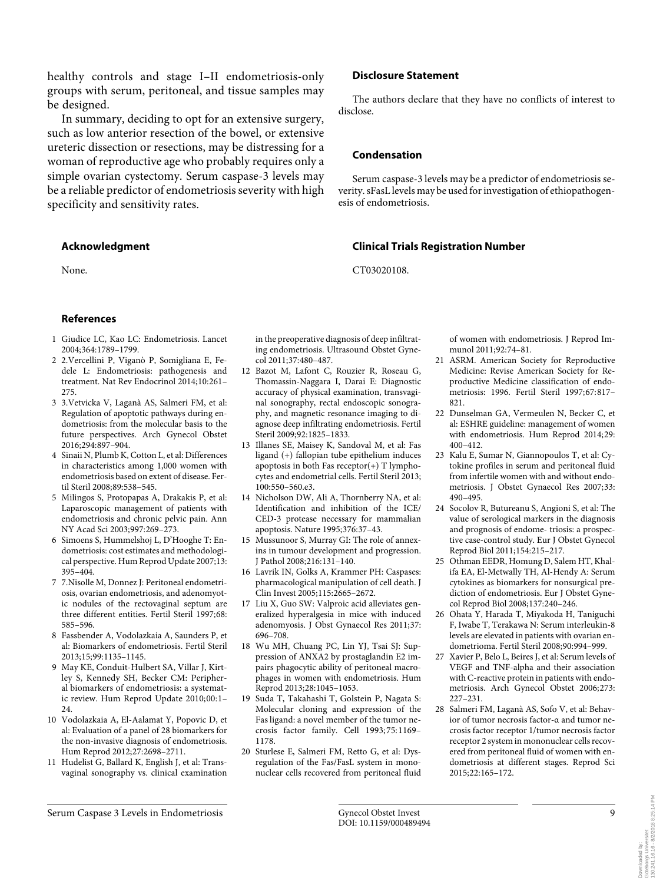healthy controls and stage I–II endometriosis-only groups with serum, peritoneal, and tissue samples may be designed.

In summary, deciding to opt for an extensive surgery, such as low anterior resection of the bowel, or extensive ureteric dissection or resections, may be distressing for a woman of reproductive age who probably requires only a simple ovarian cystectomy. Serum caspase-3 levels may be a reliable predictor of endometriosis severity with high specificity and sensitivity rates.

## Acknowledgment

None.

## Disclosure Statement

The authors declare that they have no conflicts of interest to disclose.

## Condensation

Serum caspase-3 levels may be a predictor of endometriosis severity. sFasL levels may be used for investigation of ethiopathogenesis of endometriosis.

## Clinical Trials Registration Number

CT03020108.

## References

1 Giudice LC, Kao LC: Endometriosis. Lancet 2004;364:1789–1799.
2 2.Vercellini P, Viganò P, Somigliana E, Fedele L: Endometriosis: pathogenesis and treatment. Nat Rev Endocrinol 2014;10:261–275.
3 3.Vetvicka V, Laganà AS, Salmeri FM, et al: Regulation of apoptotic pathways during endometriosis: from the molecular basis to the future perspectives. Arch Gynecol Obstet 2016;294:897–904.
4 Sinaii N, Plumb K, Cotton L, et al: Differences in characteristics among 1,000 women with endometriosis based on extent of disease. Fertil Steril 2008;89:538–545.
5 Milingos S, Protopapas A, Drakakis P, et al: Laparoscopic management of patients with endometriosis and chronic pelvic pain. Ann NY Acad Sci 2003;997:269–273.
6 Simoens S, Hummelshoj L, D'Hooghe T: Endometriosis: cost estimates and methodological perspective. Hum Reprod Update 2007;13:395–404.
7 7.Nisolle M, Donnez J: Peritoneal endometriosis, ovarian endometriosis, and adenomyotic nodules of the rectovaginal septum are three different entities. Fertil Steril 1997;68:585–596.
8 Fassbender A, Vodolazkaia A, Saunders P, et al: Biomarkers of endometriosis. Fertil Steril 2013;15;99:1135–1145.
9 May KE, Conduit-Hulbert SA, Villar J, Kirtley S, Kennedy SH, Becker CM: Peripheral biomarkers of endometriosis: a systematic review. Hum Reprod Update 2010;00:1–24.
10 Vodolazkaia A, El-Aalamat Y, Popovic D, et al: Evaluation of a panel of 28 biomarkers for the non-invasive diagnosis of endometriosis. Hum Reprod 2012;27:2698–2711.
11 Hudelist G, Ballard K, English J, et al: Transvaginal sonography vs. clinical examination in the preoperative diagnosis of deep infiltrating endometriosis. Ultrasound Obstet Gynecol 2011;37:480–487.
12 Bazot M, Lafont C, Rouzier R, Roseau G, Thomassin-Naggara I, Darai E: Diagnostic accuracy of physical examination, transvaginal sonography, rectal endoscopic sonography, and magnetic resonance imaging to diagnose deep infiltrating endometriosis. Fertil Steril 2009;92:1825–1833.
13 Illanes SE, Maisey K, Sandoval M, et al: Fas ligand (+) fallopian tube epithelium induces apoptosis in both Fas receptor(+) T lymphocytes and endometrial cells. Fertil Steril 2013;100:550–560.e3.
14 Nicholson DW, Ali A, Thornberry NA, et al: Identification and inhibition of the ICE/CED-3 protease necessary for mammalian apoptosis. Nature 1995;376:37–43.
15 Mussunoor S, Murray GI: The role of annexins in tumour development and progression. J Pathol 2008;216:131–140.
16 Lavrik IN, Golks A, Krammer PH: Caspases: pharmacological manipulation of cell death. J Clin Invest 2005;115:2665–2672.
17 Liu X, Guo SW: Valproic acid alleviates generalized hyperalgesia in mice with induced adenomyosis. J Obst Gynaecol Res 2011;37:696–708.
18 Wu MH, Chuang PC, Lin YJ, Tsai SJ: Suppression of ANXA2 by prostaglandin E2 impairs phagocytic ability of peritoneal macrophages in women with endometriosis. Hum Reprod 2013;28:1045–1053.
19 Suda T, Takahashi T, Golstein P, Nagata S: Molecular cloning and expression of the Fas ligand: a novel member of the tumor necrosis factor family. Cell 1993;75:1169–1178.
20 Sturlese E, Salmeri FM, Retto G, et al: Dysregulation of the Fas/FasL system in mononuclear cells recovered from peritoneal fluid of women with endometriosis. J Reprod Immunol 2011;92:74–81.
21 ASRM. American Society for Reproductive Medicine: Revise American Society for Reproductive Medicine classification of endometriosis: 1996. Fertil Steril 1997;67:817–821.
22 Dunselman GA, Vermeulen N, Becker C, et al: ESHRE guideline: management of women with endometriosis. Hum Reprod 2014;29:400–412.
23 Kalu E, Sumar N, Giannopoulos T, et al: Cytokine profiles in serum and peritoneal fluid from infertile women with and without endometriosis. J Obstet Gynaecol Res 2007;33:490–495.
24 Socolov R, Butureanu S, Angioni S, et al: The value of serological markers in the diagnosis and prognosis of endome- triosis: a prospective case-control study. Eur J Obstet Gynecol Reprod Biol 2011;154:215–217.
25 Othman EEDR, Homung D, Salem HT, Khalifa EA, El-Metwally TH, Al-Hendy A: Serum cytokines as biomarkers for nonsurgical prediction of endometriosis. Eur J Obstet Gynecol Reprod Biol 2008;137:240–246.
26 Ohata Y, Harada T, Miyakoda H, Taniguchi F, Iwabe T, Terakawa N: Serum interleukin-8 levels are elevated in patients with ovarian endometrioma. Fertil Steril 2008;90:994–999.
27 Xavier P, Belo L, Beires J, et al: Serum levels of VEGF and TNF-alpha and their association with C-reactive protein in patients with endometriosis. Arch Gynecol Obstet 2006;273:227–231.
28 Salmeri FM, Laganà AS, Sofo V, et al: Behavior of tumor necrosis factor-α and tumor necrosis factor receptor 1/tumor necrosis factor receptor 2 system in mononuclear cells recovered from peritoneal fluid of women with endometriosis at different stages. Reprod Sci 2015;22:165–172.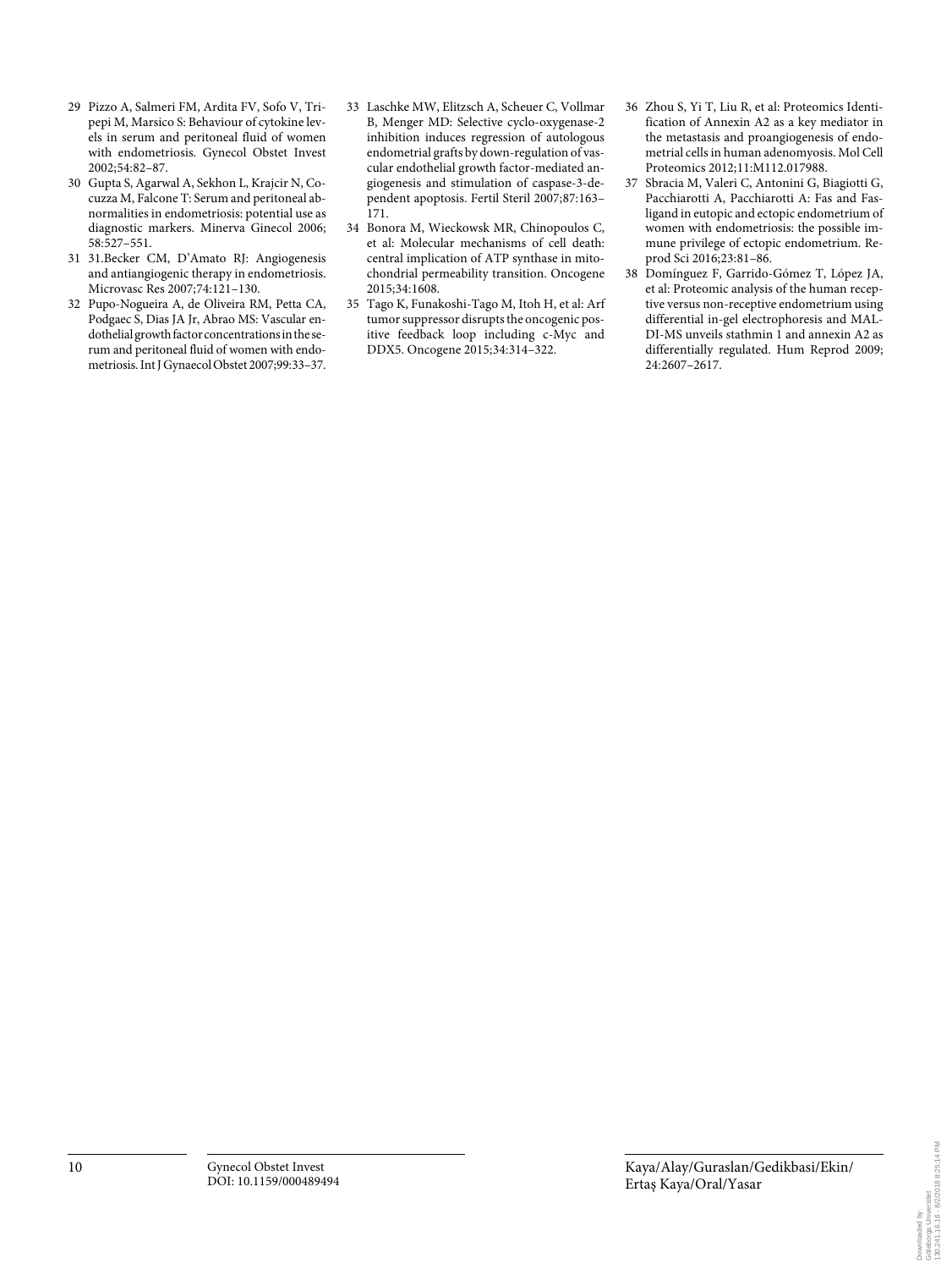29 Pizzo A, Salmeri FM, Ardita FV, Sofo V, Tripepi M, Marsico S: Behaviour of cytokine levels in serum and peritoneal fluid of women with endometriosis. Gynecol Obstet Invest 2002;54:82–87.

30 Gupta S, Agarwal A, Sekhon L, Krajcir N, Cocuzza M, Falcone T: Serum and peritoneal abnormalities in endometriosis: potential use as diagnostic markers. Minerva Ginecol 2006; 58:527–551.

31 31.Becker CM, D'Amato RJ: Angiogenesis and antiangiogenic therapy in endometriosis. Microvasc Res 2007;74:121–130.

32 Pupo-Nogueira A, de Oliveira RM, Petta CA, Podgaec S, Dias JA Jr, Abrao MS: Vascular endothelial growth factor concentrations in the serum and peritoneal fluid of women with endometriosis. Int J Gynaecol Obstet 2007;99:33–37.

33 Laschke MW, Elitzsch A, Scheuer C, Vollmar B, Menger MD: Selective cyclo-oxygenase-2 inhibition induces regression of autologous endometrial grafts by down-regulation of vascular endothelial growth factor-mediated angiogenesis and stimulation of caspase-3-dependent apoptosis. Fertil Steril 2007;87:163–171.

34 Bonora M, Wieckowsk MR, Chinopoulos C, et al: Molecular mechanisms of cell death: central implication of ATP synthase in mitochondrial permeability transition. Oncogene 2015;34:1608.

35 Tago K, Funakoshi-Tago M, Itoh H, et al: Arf tumor suppressor disrupts the oncogenic positive feedback loop including c-Myc and DDX5. Oncogene 2015;34:314–322.

36 Zhou S, Yi T, Liu R, et al: Proteomics Identification of Annexin A2 as a key mediator in the metastasis and proangiogenesis of endometrial cells in human adenomyosis. Mol Cell Proteomics 2012;11:M112.017988.

37 Sbracia M, Valeri C, Antonini G, Biagiotti G, Pacchiarotti A, Pacchiarotti A: Fas and Fas-ligand in eutopic and ectopic endometrium of women with endometriosis: the possible immune privilege of ectopic endometrium. Reprod Sci 2016;23:81–86.

38 Domínguez F, Garrido-Gómez T, López JA, et al: Proteomic analysis of the human receptive versus non-receptive endometrium using differential in-gel electrophoresis and MALDI-MS unveils stathmin 1 and annexin A2 as differentially regulated. Hum Reprod 2009; 24:2607–2617.